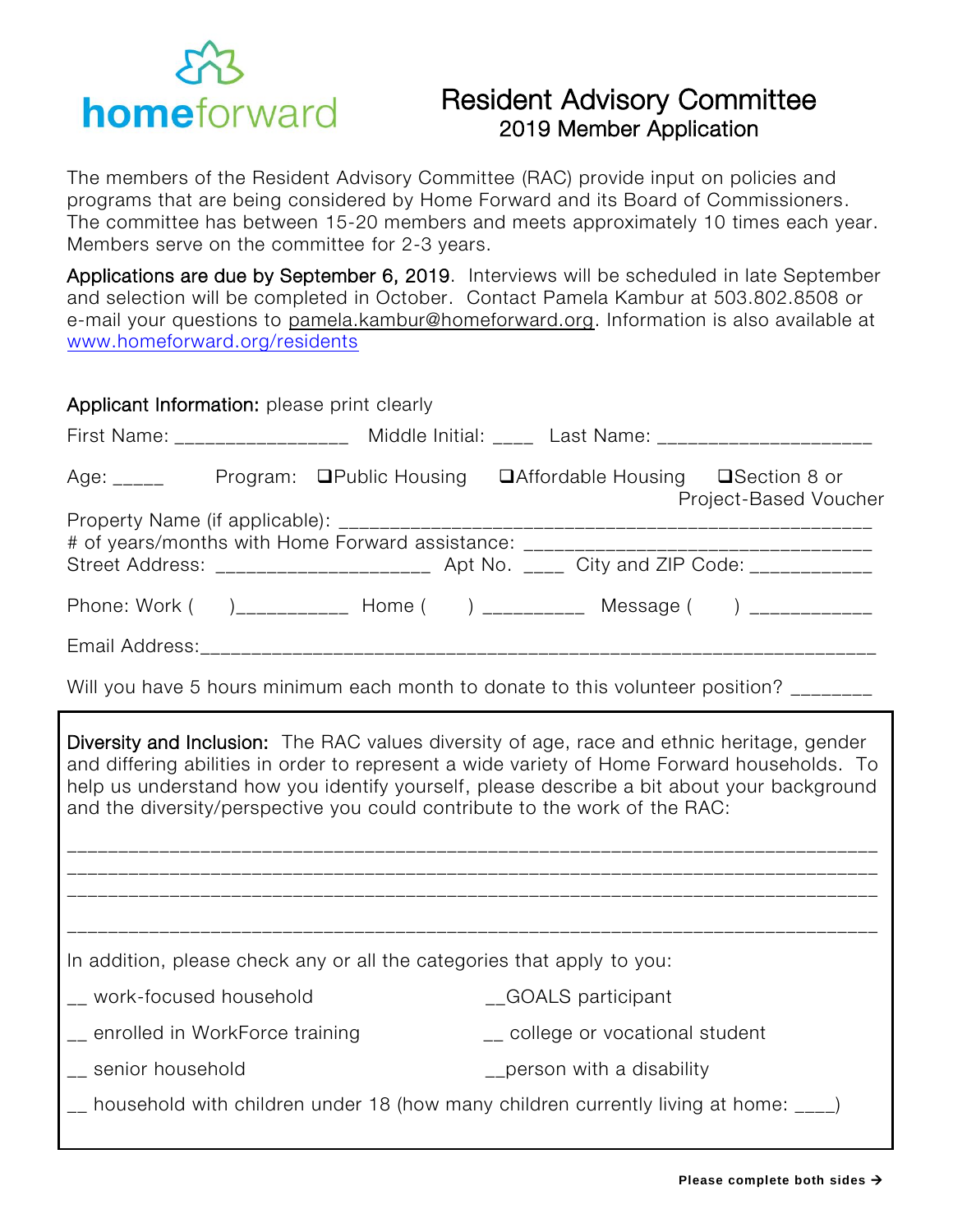homeforward

# Resident Advisory Committee

## 2019 Member Application

The members of the Resident Advisory Committee (RAC) provide input on policies and programs that are being considered by Home Forward and its Board of Commissioners. The committee has between 15-20 members and meets approximately 10 times each year. Members serve on the committee for 2-3 years.

**Applications are due by September 6, 2019**. Interviews will be scheduled in late September and selection will be completed in October. Contact Pamela Kambur at 503.802.8508 or e-mail your questions to pamela.kambur@homeforward.org. Information is also available at www.homeforward.org/residents

**Applicant Information:** please print clearly

First Name: ________________ Middle Initial: ____ Last Name: ____________________

Age: _____ Program: ❑Public Housing ❑Affordable Housing ❑Section 8 or Project-Based Voucher

Property Name (if applicable): ______________________________________________

# of years/months with Home Forward assistance: ________________________________

Street Address: ____________________ Apt No. ____ City and ZIP Code: ___________

Phone: Work (     )__________ Home (     ) _________ Message (     ) ___________

Email Address:_________________________________________________________________

Will you have 5 hours minimum each month to donate to this volunteer position? _______

**Diversity and Inclusion:** The RAC values diversity of age, race and ethnic heritage, gender and differing abilities in order to represent a wide variety of Home Forward households. To help us understand how you identify yourself, please describe a bit about your background and the diversity/perspective you could contribute to the work of the RAC:

__________________________________________________________________________

__________________________________________________________________________

__________________________________________________________________________

__________________________________________________________________________

In addition, please check any or all the categories that apply to you:

__ work-focused household

__GOALS participant

__ enrolled in WorkForce training

__ college or vocational student

__ senior household

__person with a disability

__ household with children under 18 (how many children currently living at home: ____)

**Please complete both sides →**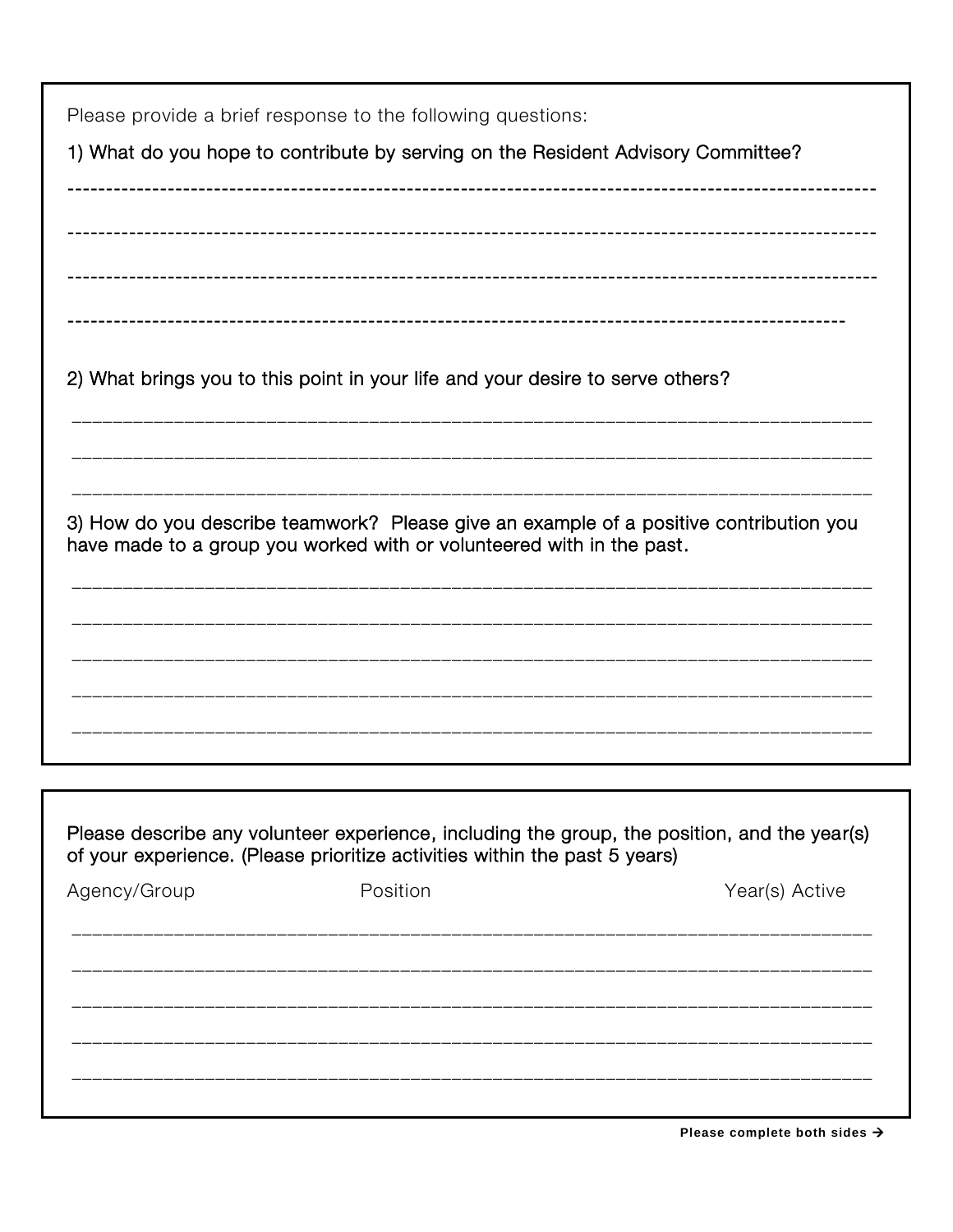Please provide a brief response to the following questions:

1) What do you hope to contribute by serving on the Resident Advisory Committee?

---

---

---

---

2) What brings you to this point in your life and your desire to serve others?

---

---

---

3) How do you describe teamwork? Please give an example of a positive contribution you have made to a group you worked with or volunteered with in the past.

---

---

---

---

---

Please describe any volunteer experience, including the group, the position, and the year(s) of your experience. (Please prioritize activities within the past 5 years)

| Agency/Group | Position | Year(s) Active |
|---|---|---|
| | | |
| | | |
| | | |
| | | |
| | | |

**Please complete both sides →**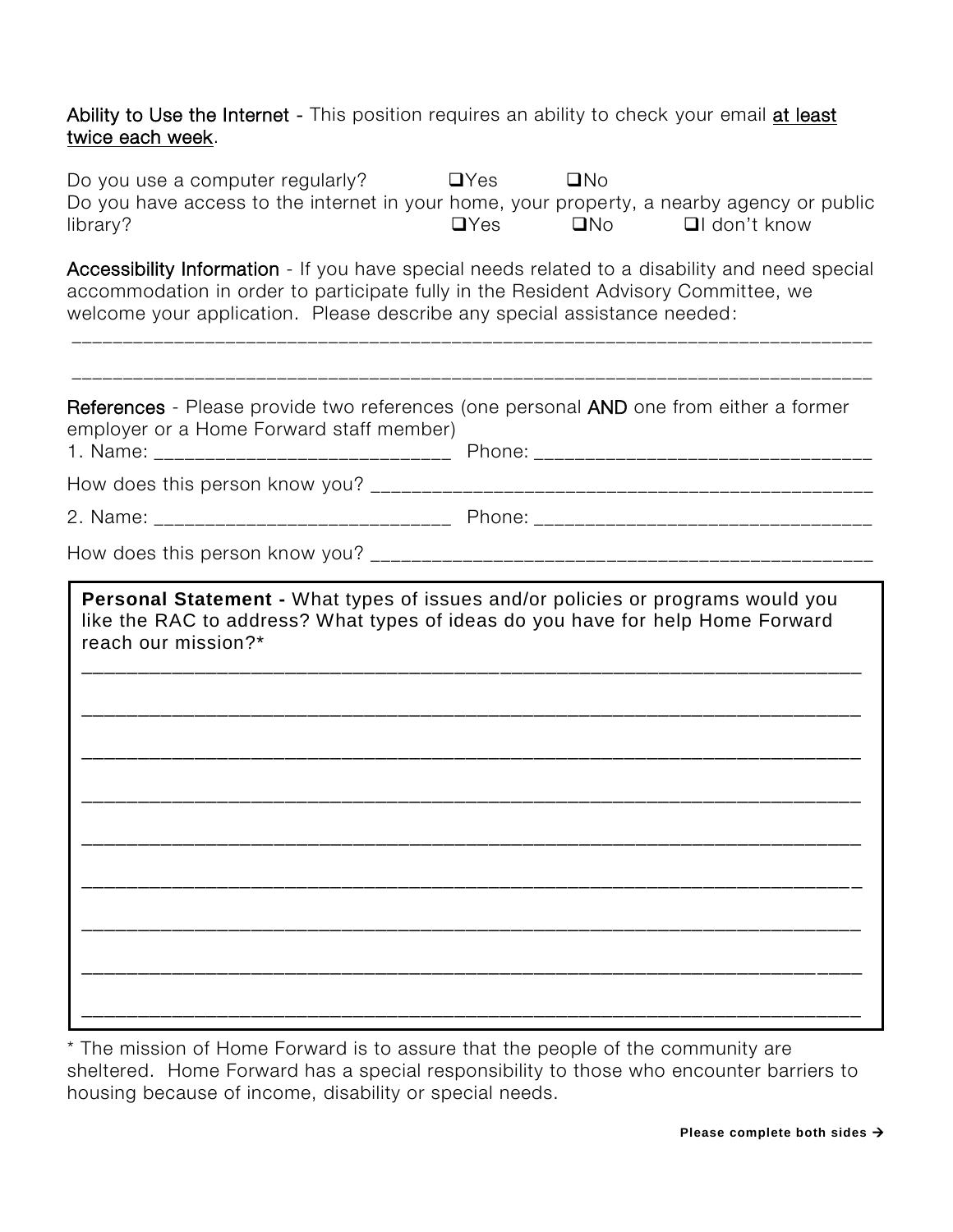**Ability to Use the Internet** - This position requires an ability to check your email <u>at least twice each week</u>.

Do you use a computer regularly? ❑Yes ❑No

Do you have access to the internet in your home, your property, a nearby agency or public library? ❑Yes ❑No ❑I don't know

**Accessibility Information** - If you have special needs related to a disability and need special accommodation in order to participate fully in the Resident Advisory Committee, we welcome your application. Please describe any special assistance needed:

_______________________________________________________________________________

_______________________________________________________________________________

**References** - Please provide two references (one personal **AND** one from either a former employer or a Home Forward staff member)

1. Name: ____________________________ Phone: _________________________________

How does this person know you? _______________________________________________

2. Name: ____________________________ Phone: _________________________________

How does this person know you? _______________________________________________

**Personal Statement -** What types of issues and/or policies or programs would you like the RAC to address? What types of ideas do you have for help Home Forward reach our mission?*

_______________________________________________________________________________

_______________________________________________________________________________

_______________________________________________________________________________

_______________________________________________________________________________

_______________________________________________________________________________

_______________________________________________________________________________

_______________________________________________________________________________

_______________________________________________________________________________

_______________________________________________________________________________

* The mission of Home Forward is to assure that the people of the community are sheltered. Home Forward has a special responsibility to those who encounter barriers to housing because of income, disability or special needs.

**Please complete both sides →**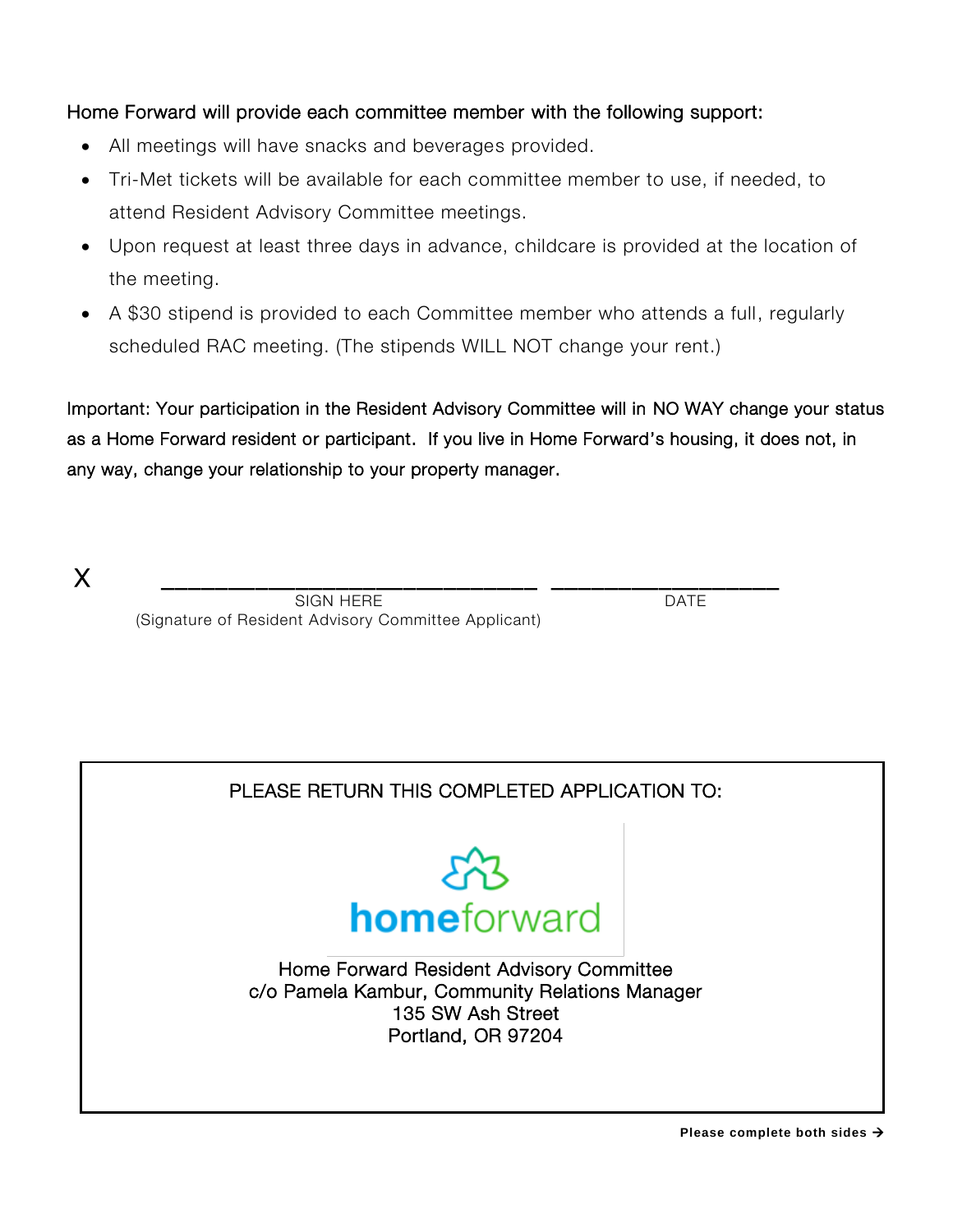Home Forward will provide each committee member with the following support:

- All meetings will have snacks and beverages provided.
- Tri-Met tickets will be available for each committee member to use, if needed, to attend Resident Advisory Committee meetings.
- Upon request at least three days in advance, childcare is provided at the location of the meeting.
- A $30 stipend is provided to each Committee member who attends a full, regularly scheduled RAC meeting. (The stipends WILL NOT change your rent.)

Important: Your participation in the Resident Advisory Committee will in NO WAY change your status as a Home Forward resident or participant. If you live in Home Forward's housing, it does not, in any way, change your relationship to your property manager.

X ______________________________ ____________________

SIGN HERE (Signature of Resident Advisory Committee Applicant) DATE

PLEASE RETURN THIS COMPLETED APPLICATION TO:

homeforward

Home Forward Resident Advisory Committee
c/o Pamela Kambur, Community Relations Manager
135 SW Ash Street
Portland, OR 97204

**Please complete both sides →**